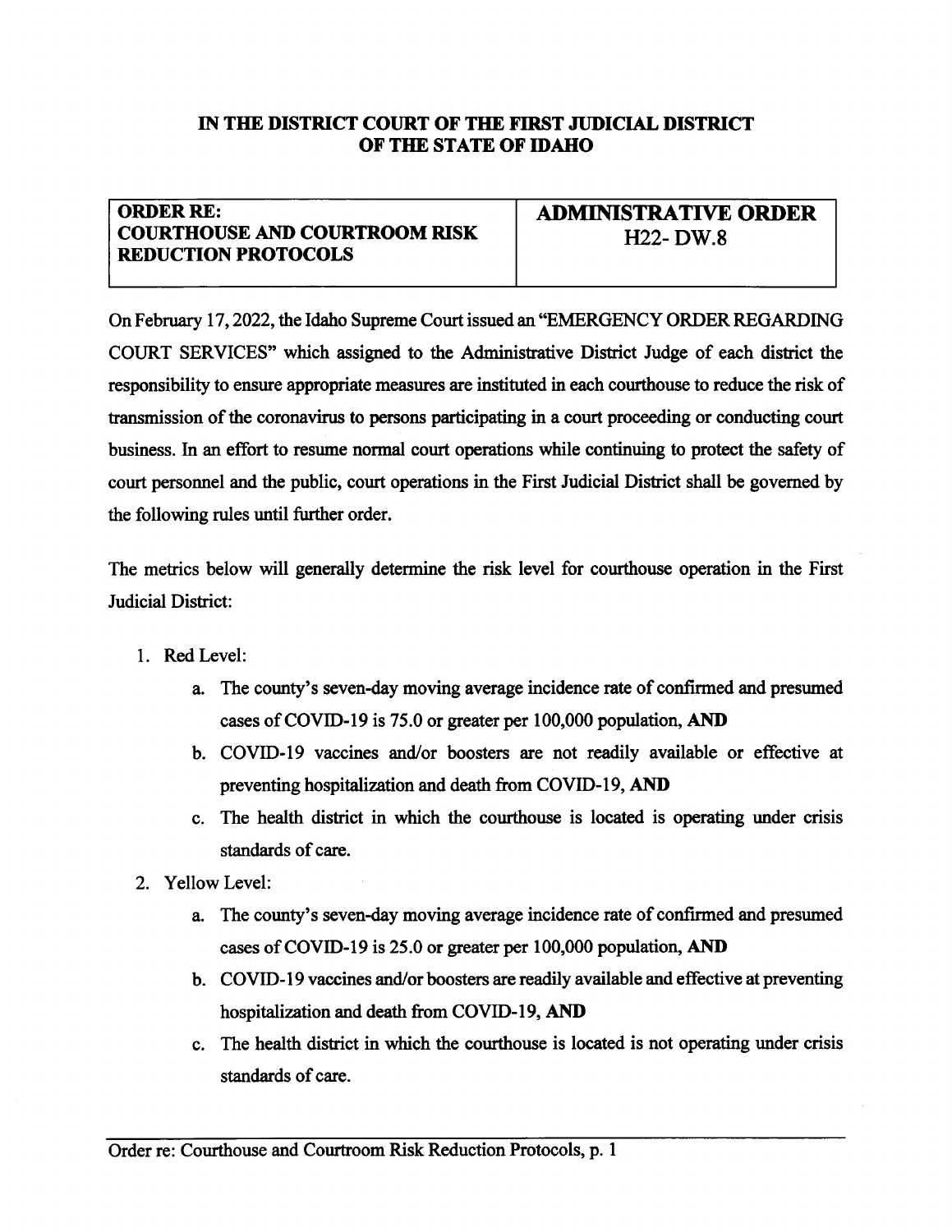**IN THE DISTRICT COURT OF THE FIRST JUDICIAL DISTRICT OF THE STATE OF IDAHO**

| **ORDER RE: COURTHOUSE AND COURTROOM RISK REDUCTION PROTOCOLS** | **ADMINISTRATIVE ORDER H22- DW.8** |
|---|---|

On February 17, 2022, the Idaho Supreme Court issued an "EMERGENCY ORDER REGARDING COURT SERVICES" which assigned to the Administrative District Judge of each district the responsibility to ensure appropriate measures are instituted in each courthouse to reduce the risk of transmission of the coronavirus to persons participating in a court proceeding or conducting court business. In an effort to resume normal court operations while continuing to protect the safety of court personnel and the public, court operations in the First Judicial District shall be governed by the following rules until further order.

The metrics below will generally determine the risk level for courthouse operation in the First Judicial District:

1. Red Level:
   a. The county's seven-day moving average incidence rate of confirmed and presumed cases of COVID-19 is 75.0 or greater per 100,000 population, **AND**
   b. COVID-19 vaccines and/or boosters are not readily available or effective at preventing hospitalization and death from COVID-19, **AND**
   c. The health district in which the courthouse is located is operating under crisis standards of care.
2. Yellow Level:
   a. The county's seven-day moving average incidence rate of confirmed and presumed cases of COVID-19 is 25.0 or greater per 100,000 population, **AND**
   b. COVID-19 vaccines and/or boosters are readily available and effective at preventing hospitalization and death from COVID-19, **AND**
   c. The health district in which the courthouse is located is not operating under crisis standards of care.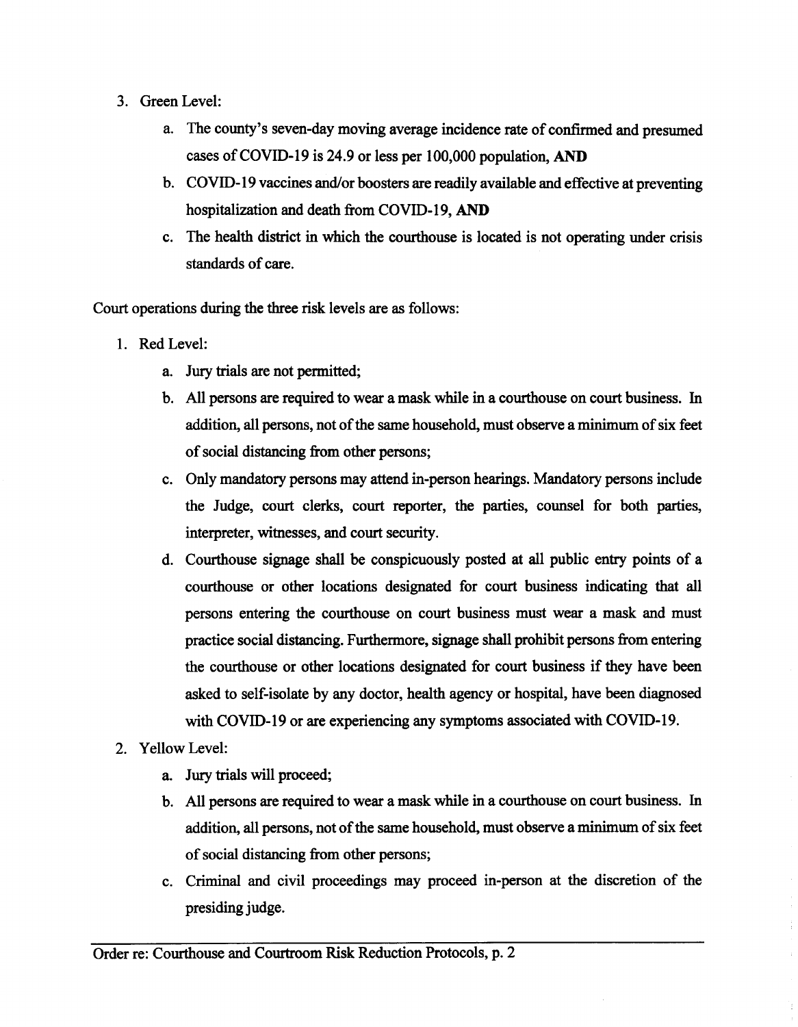3. Green Level:
   a. The county's seven-day moving average incidence rate of confirmed and presumed cases of COVID-19 is 24.9 or less per 100,000 population, **AND**
   b. COVID-19 vaccines and/or boosters are readily available and effective at preventing hospitalization and death from COVID-19, **AND**
   c. The health district in which the courthouse is located is not operating under crisis standards of care.

Court operations during the three risk levels are as follows:

1. Red Level:
   a. Jury trials are not permitted;
   b. All persons are required to wear a mask while in a courthouse on court business. In addition, all persons, not of the same household, must observe a minimum of six feet of social distancing from other persons;
   c. Only mandatory persons may attend in-person hearings. Mandatory persons include the Judge, court clerks, court reporter, the parties, counsel for both parties, interpreter, witnesses, and court security.
   d. Courthouse signage shall be conspicuously posted at all public entry points of a courthouse or other locations designated for court business indicating that all persons entering the courthouse on court business must wear a mask and must practice social distancing. Furthermore, signage shall prohibit persons from entering the courthouse or other locations designated for court business if they have been asked to self-isolate by any doctor, health agency or hospital, have been diagnosed with COVID-19 or are experiencing any symptoms associated with COVID-19.
2. Yellow Level:
   a. Jury trials will proceed;
   b. All persons are required to wear a mask while in a courthouse on court business. In addition, all persons, not of the same household, must observe a minimum of six feet of social distancing from other persons;
   c. Criminal and civil proceedings may proceed in-person at the discretion of the presiding judge.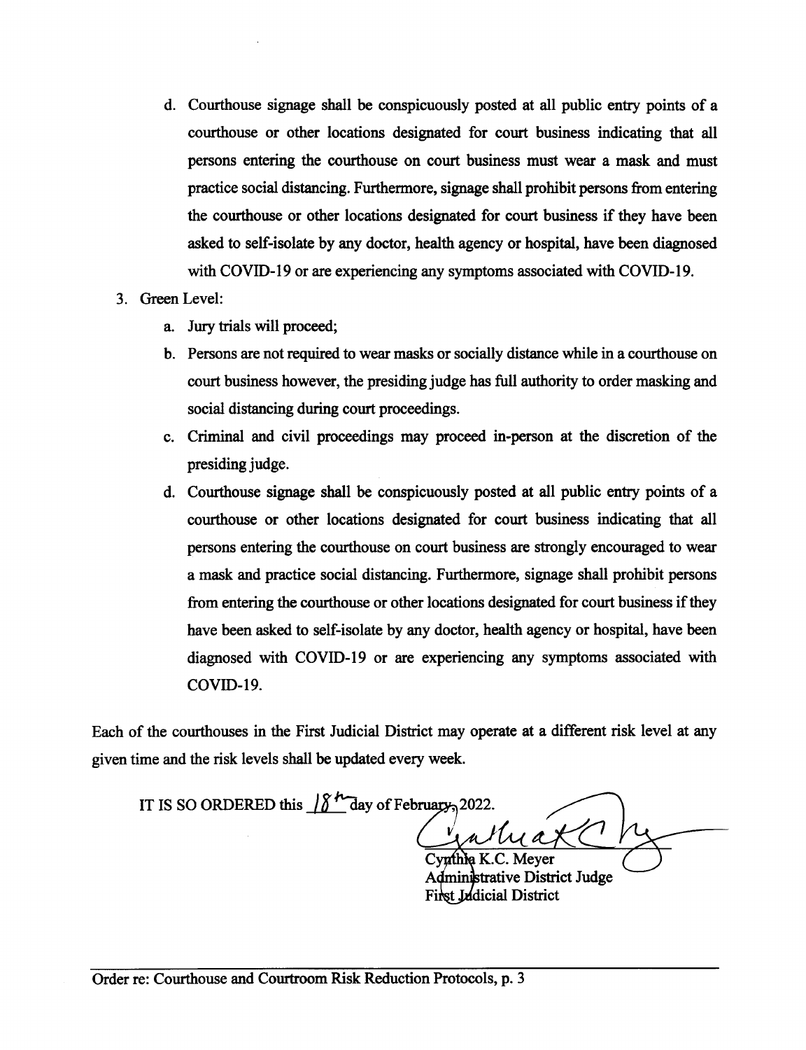d. Courthouse signage shall be conspicuously posted at all public entry points of a courthouse or other locations designated for court business indicating that all persons entering the courthouse on court business must wear a mask and must practice social distancing. Furthermore, signage shall prohibit persons from entering the courthouse or other locations designated for court business if they have been asked to self-isolate by any doctor, health agency or hospital, have been diagnosed with COVID-19 or are experiencing any symptoms associated with COVID-19.

3. Green Level:
   a. Jury trials will proceed;
   b. Persons are not required to wear masks or socially distance while in a courthouse on court business however, the presiding judge has full authority to order masking and social distancing during court proceedings.
   c. Criminal and civil proceedings may proceed in-person at the discretion of the presiding judge.
   d. Courthouse signage shall be conspicuously posted at all public entry points of a courthouse or other locations designated for court business indicating that all persons entering the courthouse on court business are strongly encouraged to wear a mask and practice social distancing. Furthermore, signage shall prohibit persons from entering the courthouse or other locations designated for court business if they have been asked to self-isolate by any doctor, health agency or hospital, have been diagnosed with COVID-19 or are experiencing any symptoms associated with COVID-19.

Each of the courthouses in the First Judicial District may operate at a different risk level at any given time and the risk levels shall be updated every week.

IT IS SO ORDERED this 18th day of February, 2022.

Cynthia K.C. Meyer
Administrative District Judge
First Judicial District

Order re: Courthouse and Courtroom Risk Reduction Protocols, p. 3